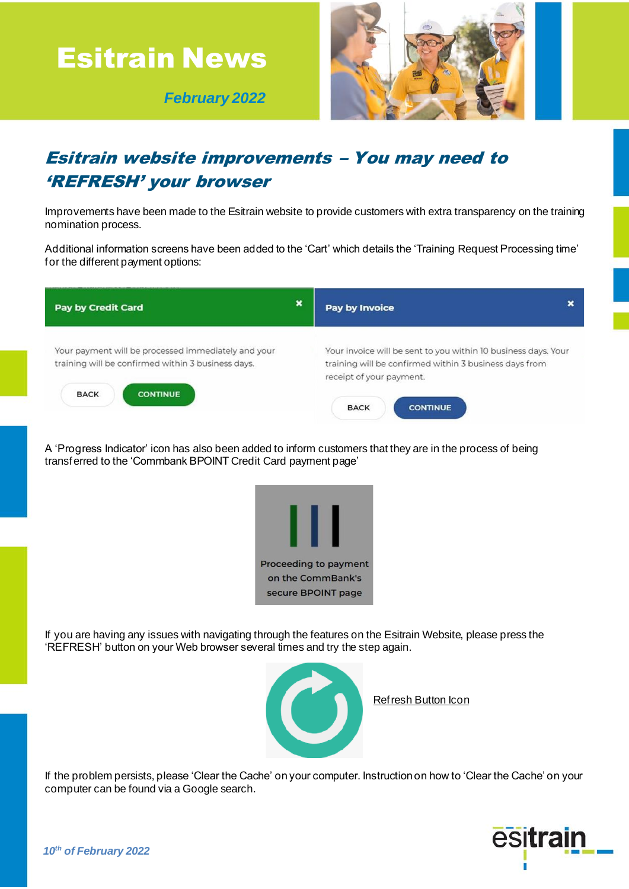# Esitrain News

*February 2022*

## *Esitrain website improvements – You may need to 'REFRESH' your browser*

Improvements have been made to the Esitrain website to provide customers with extra transparency on the training nomination process.

Additional information screens have been added to the 'Cart' which details the 'Training Request Processing time' for the different payment options:

**Pay by Credit Card**

Your payment will be processed immediately and your training will be confirmed within 3 business days.

BACK CONTINUE

**Pay by Invoice**

Your invoice will be sent to you within 10 business days. Your training will be confirmed within 3 business days from receipt of your payment.

BACK CONTINUE

A 'Progress Indicator' icon has also been added to inform customers that they are in the process of being transferred to the 'Commbank BPOINT Credit Card payment page'

Proceeding to payment on the CommBank's secure BPOINT page

If you are having any issues with navigating through the features on the Esitrain Website, please press the 'REFRESH' button on your Web browser several times and try the step again.

Refresh Button Icon

If the problem persists, please 'Clear the Cache' on your computer. Instruction on how to 'Clear the Cache' on your computer can be found via a Google search.

*10th of February 2022*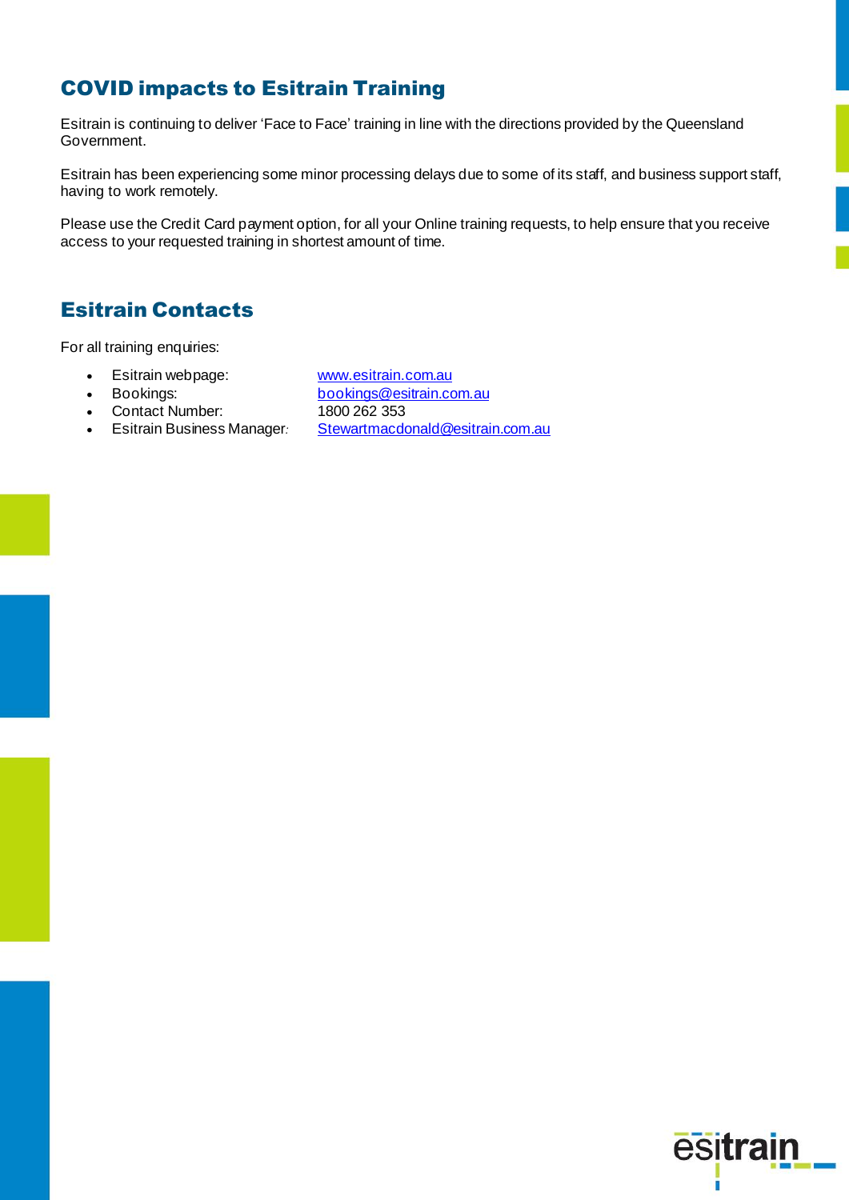## COVID impacts to Esitrain Training

Esitrain is continuing to deliver 'Face to Face' training in line with the directions provided by the Queensland Government.

Esitrain has been experiencing some minor processing delays due to some of its staff, and business support staff, having to work remotely.

Please use the Credit Card payment option, for all your Online training requests, to help ensure that you receive access to your requested training in shortest amount of time.

## Esitrain Contacts

For all training enquiries:

- Esitrain webpage: www.esitrain.com.au
- Bookings: bookings@esitrain.com.au
- Contact Number: 1800 262 353
- Esitrain Business Manager: Stewartmacdonald@esitrain.com.au